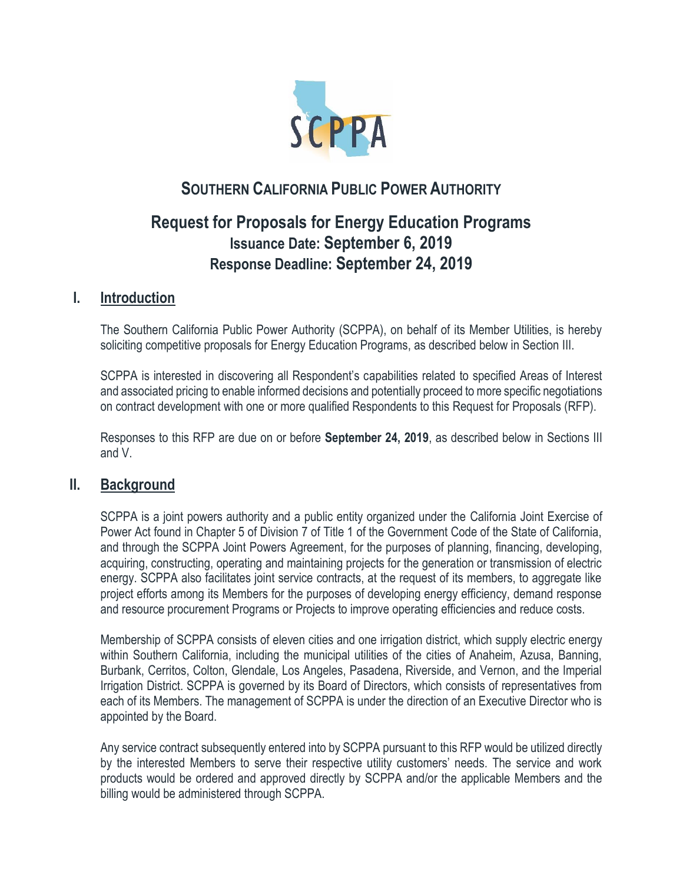# SOUTHERN CALIFORNIA PUBLIC POWER AUTHORITY

## Request for Proposals for Energy Education Programs

**Issuance Date: September 6, 2019**

**Response Deadline: September 24, 2019**

## I. Introduction

The Southern California Public Power Authority (SCPPA), on behalf of its Member Utilities, is hereby soliciting competitive proposals for Energy Education Programs, as described below in Section III.

SCPPA is interested in discovering all Respondent's capabilities related to specified Areas of Interest and associated pricing to enable informed decisions and potentially proceed to more specific negotiations on contract development with one or more qualified Respondents to this Request for Proposals (RFP).

Responses to this RFP are due on or before **September 24, 2019**, as described below in Sections III and V.

## II. Background

SCPPA is a joint powers authority and a public entity organized under the California Joint Exercise of Power Act found in Chapter 5 of Division 7 of Title 1 of the Government Code of the State of California, and through the SCPPA Joint Powers Agreement, for the purposes of planning, financing, developing, acquiring, constructing, operating and maintaining projects for the generation or transmission of electric energy. SCPPA also facilitates joint service contracts, at the request of its members, to aggregate like project efforts among its Members for the purposes of developing energy efficiency, demand response and resource procurement Programs or Projects to improve operating efficiencies and reduce costs.

Membership of SCPPA consists of eleven cities and one irrigation district, which supply electric energy within Southern California, including the municipal utilities of the cities of Anaheim, Azusa, Banning, Burbank, Cerritos, Colton, Glendale, Los Angeles, Pasadena, Riverside, and Vernon, and the Imperial Irrigation District. SCPPA is governed by its Board of Directors, which consists of representatives from each of its Members. The management of SCPPA is under the direction of an Executive Director who is appointed by the Board.

Any service contract subsequently entered into by SCPPA pursuant to this RFP would be utilized directly by the interested Members to serve their respective utility customers' needs. The service and work products would be ordered and approved directly by SCPPA and/or the applicable Members and the billing would be administered through SCPPA.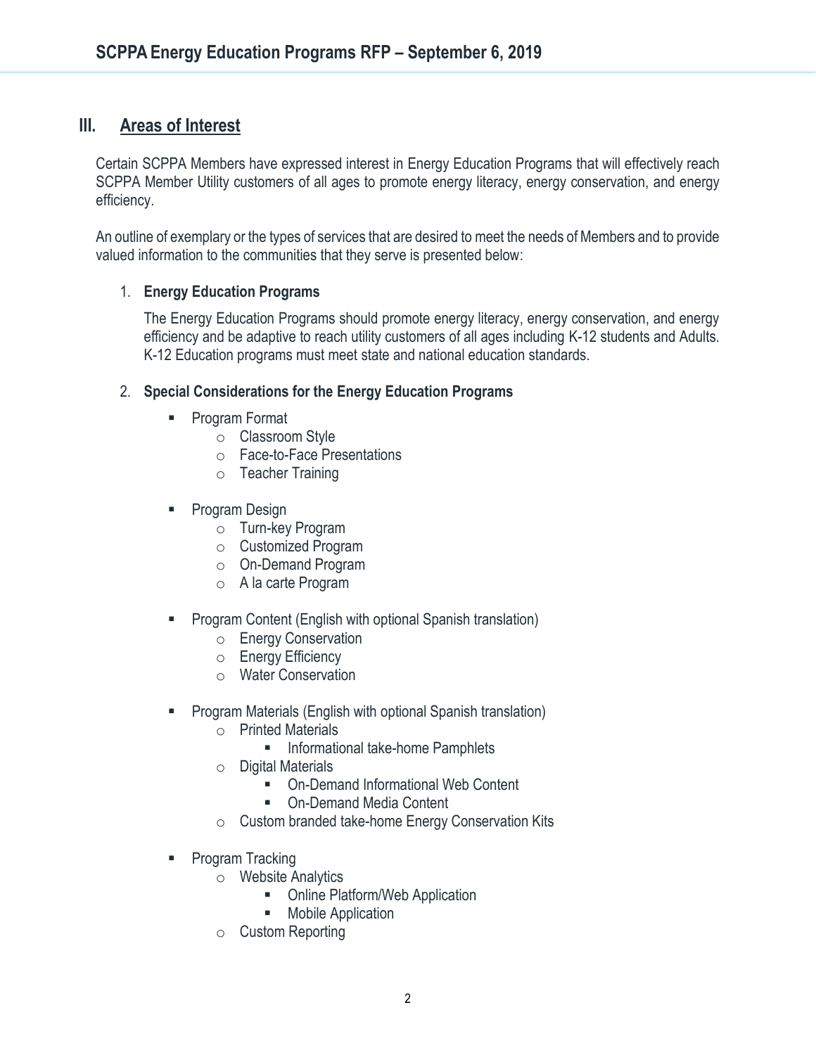## III. Areas of Interest

Certain SCPPA Members have expressed interest in Energy Education Programs that will effectively reach SCPPA Member Utility customers of all ages to promote energy literacy, energy conservation, and energy efficiency.

An outline of exemplary or the types of services that are desired to meet the needs of Members and to provide valued information to the communities that they serve is presented below:

1. **Energy Education Programs**

   The Energy Education Programs should promote energy literacy, energy conservation, and energy efficiency and be adaptive to reach utility customers of all ages including K-12 students and Adults. K-12 Education programs must meet state and national education standards.

2. **Special Considerations for the Energy Education Programs**

   - Program Format
     - Classroom Style
     - Face-to-Face Presentations
     - Teacher Training
   - Program Design
     - Turn-key Program
     - Customized Program
     - On-Demand Program
     - A la carte Program
   - Program Content (English with optional Spanish translation)
     - Energy Conservation
     - Energy Efficiency
     - Water Conservation
   - Program Materials (English with optional Spanish translation)
     - Printed Materials
       - Informational take-home Pamphlets
     - Digital Materials
       - On-Demand Informational Web Content
       - On-Demand Media Content
     - Custom branded take-home Energy Conservation Kits
   - Program Tracking
     - Website Analytics
       - Online Platform/Web Application
       - Mobile Application
     - Custom Reporting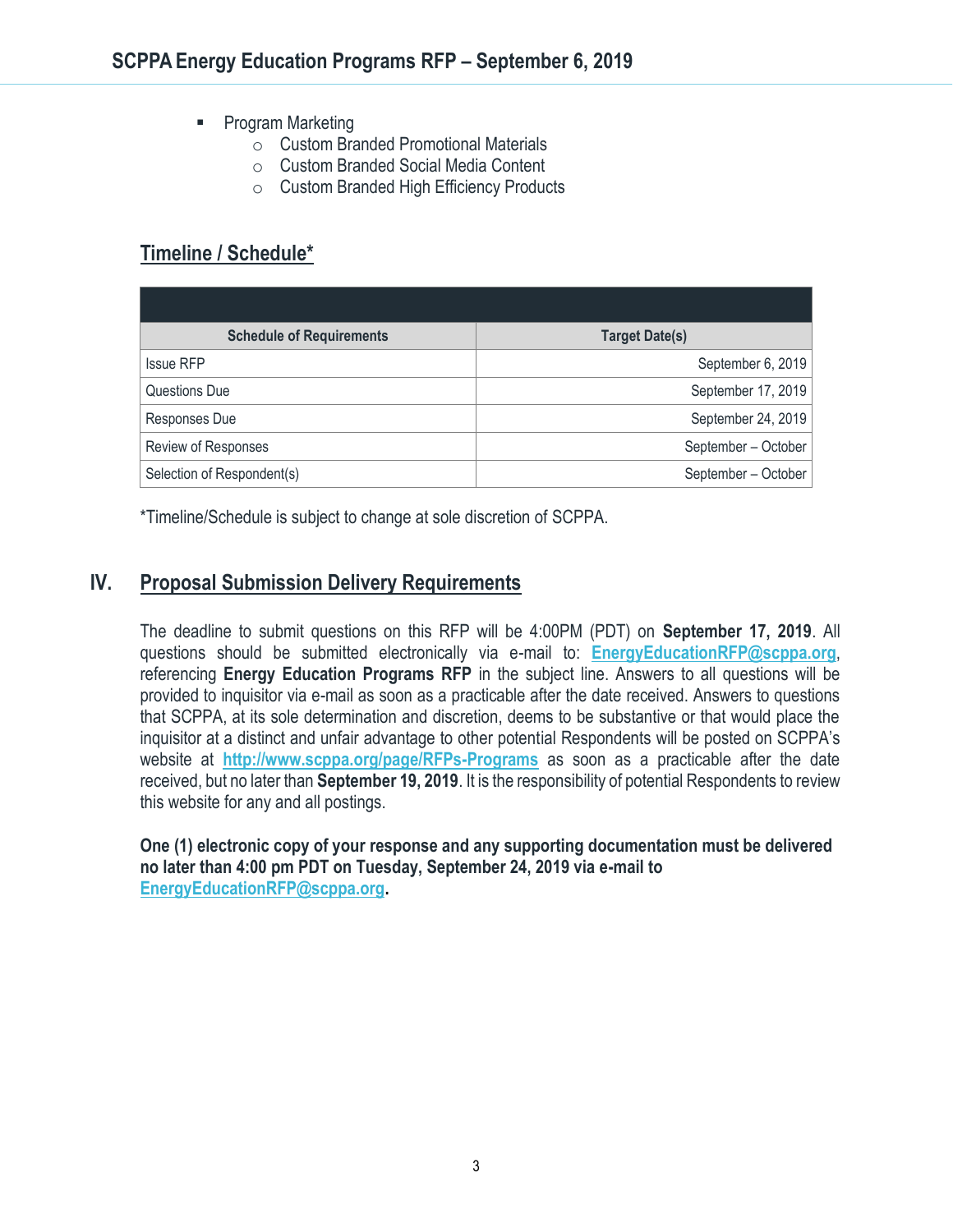- Program Marketing
  - Custom Branded Promotional Materials
  - Custom Branded Social Media Content
  - Custom Branded High Efficiency Products

## Timeline / Schedule*

| Schedule of Requirements | Target Date(s) |
|---|---|
| Issue RFP | September 6, 2019 |
| Questions Due | September 17, 2019 |
| Responses Due | September 24, 2019 |
| Review of Responses | September – October |
| Selection of Respondent(s) | September – October |

*Timeline/Schedule is subject to change at sole discretion of SCPPA.

## IV. Proposal Submission Delivery Requirements

The deadline to submit questions on this RFP will be 4:00PM (PDT) on **September 17, 2019**. All questions should be submitted electronically via e-mail to: EnergyEducationRFP@scppa.org, referencing **Energy Education Programs RFP** in the subject line. Answers to all questions will be provided to inquisitor via e-mail as soon as a practicable after the date received. Answers to questions that SCPPA, at its sole determination and discretion, deems to be substantive or that would place the inquisitor at a distinct and unfair advantage to other potential Respondents will be posted on SCPPA's website at http://www.scppa.org/page/RFPs-Programs as soon as a practicable after the date received, but no later than **September 19, 2019**. It is the responsibility of potential Respondents to review this website for any and all postings.

**One (1) electronic copy of your response and any supporting documentation must be delivered no later than 4:00 pm PDT on Tuesday, September 24, 2019 via e-mail to EnergyEducationRFP@scppa.org.**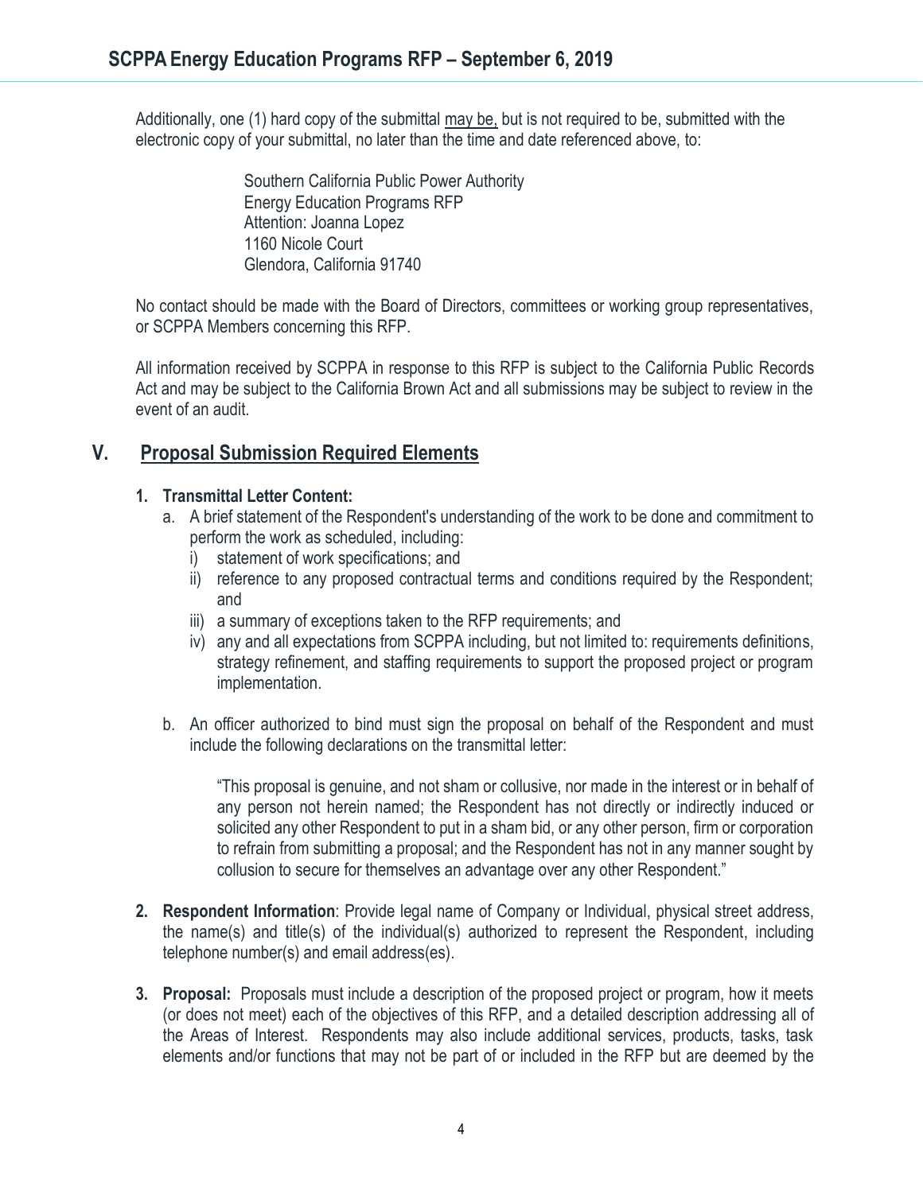Additionally, one (1) hard copy of the submittal may be, but is not required to be, submitted with the electronic copy of your submittal, no later than the time and date referenced above, to:

> Southern California Public Power Authority
> Energy Education Programs RFP
> Attention: Joanna Lopez
> 1160 Nicole Court
> Glendora, California 91740

No contact should be made with the Board of Directors, committees or working group representatives, or SCPPA Members concerning this RFP.

All information received by SCPPA in response to this RFP is subject to the California Public Records Act and may be subject to the California Brown Act and all submissions may be subject to review in the event of an audit.

## V. Proposal Submission Required Elements

1. **Transmittal Letter Content:**
   a. A brief statement of the Respondent's understanding of the work to be done and commitment to perform the work as scheduled, including:
      i) statement of work specifications; and
      ii) reference to any proposed contractual terms and conditions required by the Respondent; and
      iii) a summary of exceptions taken to the RFP requirements; and
      iv) any and all expectations from SCPPA including, but not limited to: requirements definitions, strategy refinement, and staffing requirements to support the proposed project or program implementation.

   b. An officer authorized to bind must sign the proposal on behalf of the Respondent and must include the following declarations on the transmittal letter:

      "This proposal is genuine, and not sham or collusive, nor made in the interest or in behalf of any person not herein named; the Respondent has not directly or indirectly induced or solicited any other Respondent to put in a sham bid, or any other person, firm or corporation to refrain from submitting a proposal; and the Respondent has not in any manner sought by collusion to secure for themselves an advantage over any other Respondent."

2. **Respondent Information**: Provide legal name of Company or Individual, physical street address, the name(s) and title(s) of the individual(s) authorized to represent the Respondent, including telephone number(s) and email address(es).

3. **Proposal:** Proposals must include a description of the proposed project or program, how it meets (or does not meet) each of the objectives of this RFP, and a detailed description addressing all of the Areas of Interest. Respondents may also include additional services, products, tasks, task elements and/or functions that may not be part of or included in the RFP but are deemed by the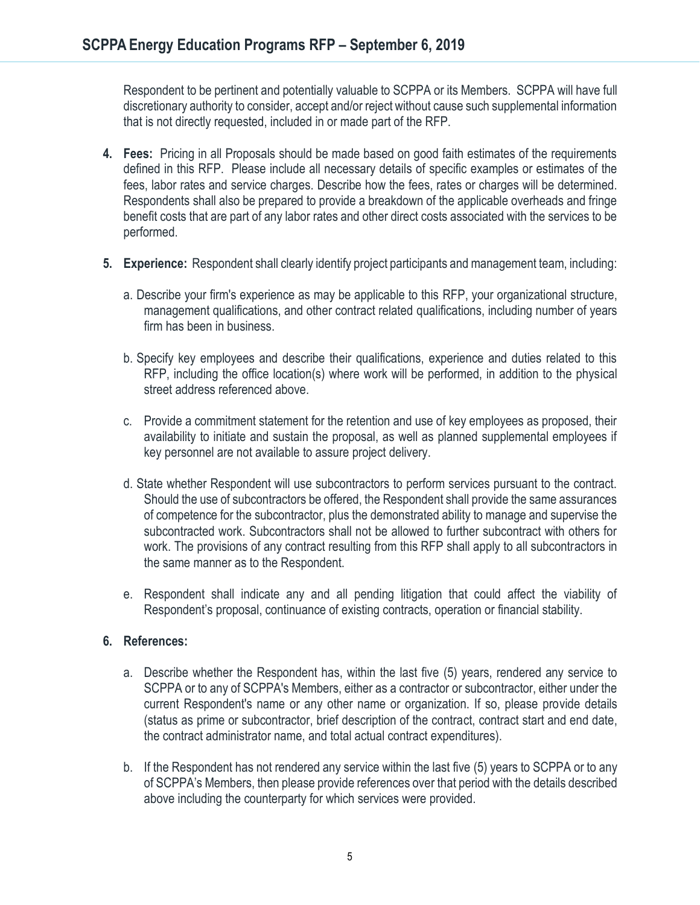Respondent to be pertinent and potentially valuable to SCPPA or its Members. SCPPA will have full discretionary authority to consider, accept and/or reject without cause such supplemental information that is not directly requested, included in or made part of the RFP.

4. **Fees:** Pricing in all Proposals should be made based on good faith estimates of the requirements defined in this RFP. Please include all necessary details of specific examples or estimates of the fees, labor rates and service charges. Describe how the fees, rates or charges will be determined. Respondents shall also be prepared to provide a breakdown of the applicable overheads and fringe benefit costs that are part of any labor rates and other direct costs associated with the services to be performed.

5. **Experience:** Respondent shall clearly identify project participants and management team, including:

   a. Describe your firm's experience as may be applicable to this RFP, your organizational structure, management qualifications, and other contract related qualifications, including number of years firm has been in business.

   b. Specify key employees and describe their qualifications, experience and duties related to this RFP, including the office location(s) where work will be performed, in addition to the physical street address referenced above.

   c. Provide a commitment statement for the retention and use of key employees as proposed, their availability to initiate and sustain the proposal, as well as planned supplemental employees if key personnel are not available to assure project delivery.

   d. State whether Respondent will use subcontractors to perform services pursuant to the contract. Should the use of subcontractors be offered, the Respondent shall provide the same assurances of competence for the subcontractor, plus the demonstrated ability to manage and supervise the subcontracted work. Subcontractors shall not be allowed to further subcontract with others for work. The provisions of any contract resulting from this RFP shall apply to all subcontractors in the same manner as to the Respondent.

   e. Respondent shall indicate any and all pending litigation that could affect the viability of Respondent's proposal, continuance of existing contracts, operation or financial stability.

6. **References:**

   a. Describe whether the Respondent has, within the last five (5) years, rendered any service to SCPPA or to any of SCPPA's Members, either as a contractor or subcontractor, either under the current Respondent's name or any other name or organization. If so, please provide details (status as prime or subcontractor, brief description of the contract, contract start and end date, the contract administrator name, and total actual contract expenditures).

   b. If the Respondent has not rendered any service within the last five (5) years to SCPPA or to any of SCPPA's Members, then please provide references over that period with the details described above including the counterparty for which services were provided.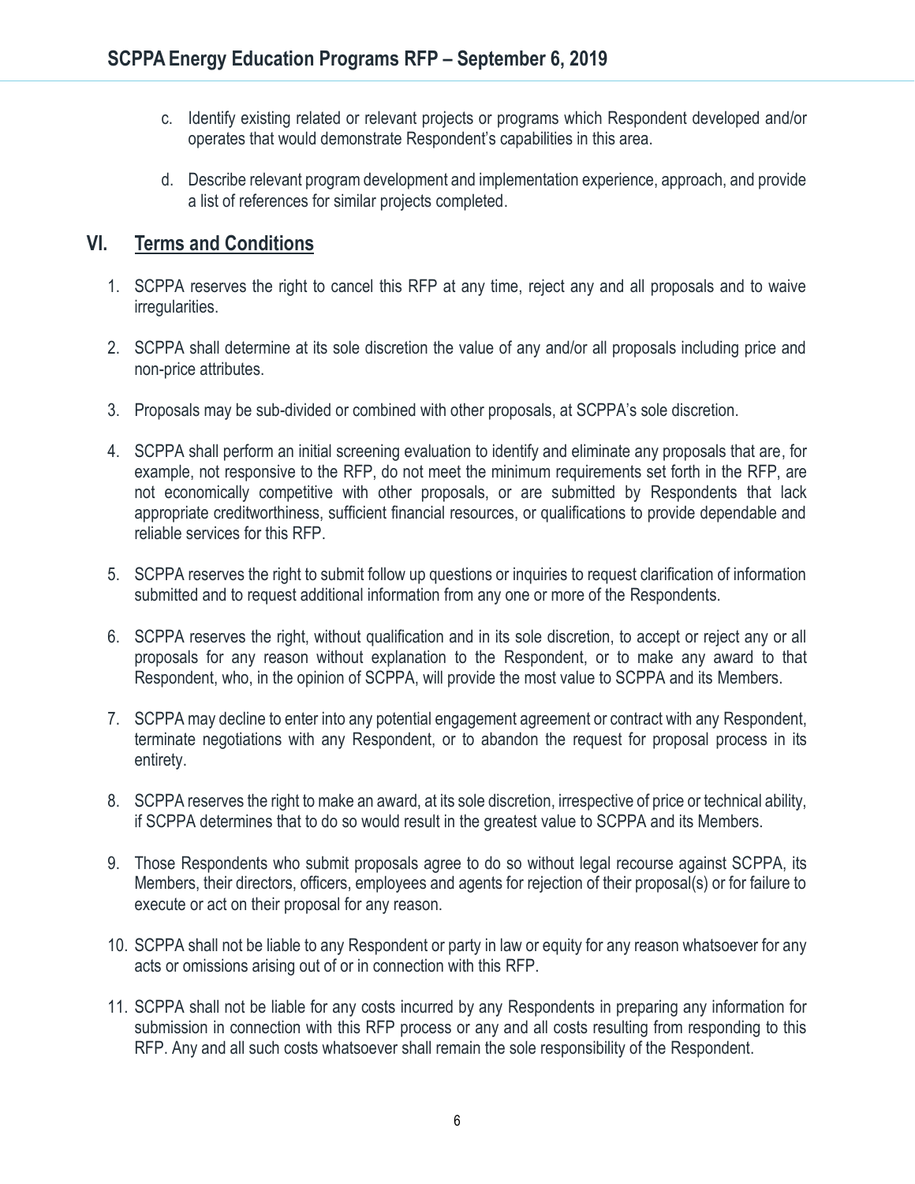c. Identify existing related or relevant projects or programs which Respondent developed and/or operates that would demonstrate Respondent's capabilities in this area.

d. Describe relevant program development and implementation experience, approach, and provide a list of references for similar projects completed.

## VI. Terms and Conditions

1. SCPPA reserves the right to cancel this RFP at any time, reject any and all proposals and to waive irregularities.

2. SCPPA shall determine at its sole discretion the value of any and/or all proposals including price and non-price attributes.

3. Proposals may be sub-divided or combined with other proposals, at SCPPA's sole discretion.

4. SCPPA shall perform an initial screening evaluation to identify and eliminate any proposals that are, for example, not responsive to the RFP, do not meet the minimum requirements set forth in the RFP, are not economically competitive with other proposals, or are submitted by Respondents that lack appropriate creditworthiness, sufficient financial resources, or qualifications to provide dependable and reliable services for this RFP.

5. SCPPA reserves the right to submit follow up questions or inquiries to request clarification of information submitted and to request additional information from any one or more of the Respondents.

6. SCPPA reserves the right, without qualification and in its sole discretion, to accept or reject any or all proposals for any reason without explanation to the Respondent, or to make any award to that Respondent, who, in the opinion of SCPPA, will provide the most value to SCPPA and its Members.

7. SCPPA may decline to enter into any potential engagement agreement or contract with any Respondent, terminate negotiations with any Respondent, or to abandon the request for proposal process in its entirety.

8. SCPPA reserves the right to make an award, at its sole discretion, irrespective of price or technical ability, if SCPPA determines that to do so would result in the greatest value to SCPPA and its Members.

9. Those Respondents who submit proposals agree to do so without legal recourse against SCPPA, its Members, their directors, officers, employees and agents for rejection of their proposal(s) or for failure to execute or act on their proposal for any reason.

10. SCPPA shall not be liable to any Respondent or party in law or equity for any reason whatsoever for any acts or omissions arising out of or in connection with this RFP.

11. SCPPA shall not be liable for any costs incurred by any Respondents in preparing any information for submission in connection with this RFP process or any and all costs resulting from responding to this RFP. Any and all such costs whatsoever shall remain the sole responsibility of the Respondent.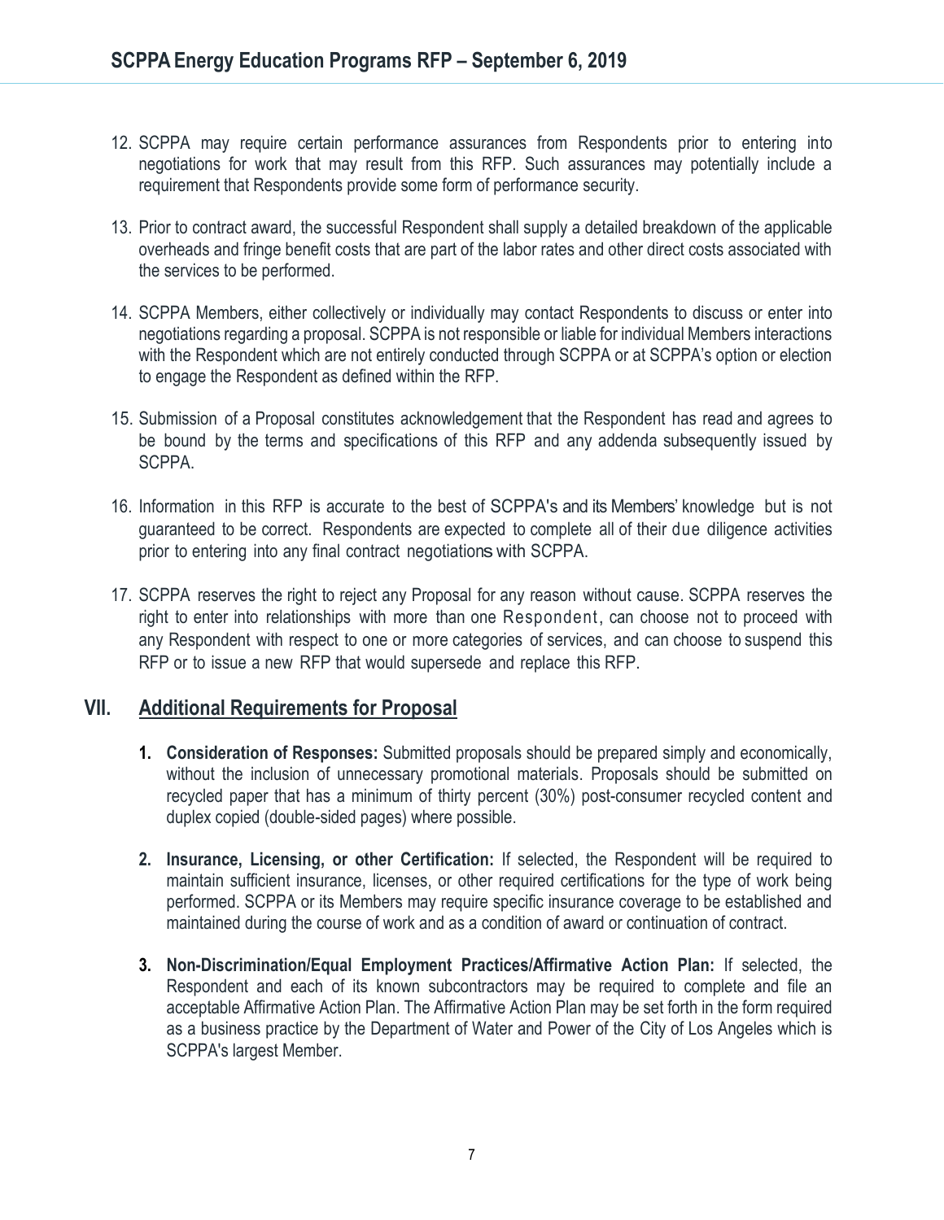12. SCPPA may require certain performance assurances from Respondents prior to entering into negotiations for work that may result from this RFP. Such assurances may potentially include a requirement that Respondents provide some form of performance security.

13. Prior to contract award, the successful Respondent shall supply a detailed breakdown of the applicable overheads and fringe benefit costs that are part of the labor rates and other direct costs associated with the services to be performed.

14. SCPPA Members, either collectively or individually may contact Respondents to discuss or enter into negotiations regarding a proposal. SCPPA is not responsible or liable for individual Members interactions with the Respondent which are not entirely conducted through SCPPA or at SCPPA's option or election to engage the Respondent as defined within the RFP.

15. Submission of a Proposal constitutes acknowledgement that the Respondent has read and agrees to be bound by the terms and specifications of this RFP and any addenda subsequently issued by SCPPA.

16. Information in this RFP is accurate to the best of SCPPA's and its Members' knowledge but is not guaranteed to be correct. Respondents are expected to complete all of their due diligence activities prior to entering into any final contract negotiations with SCPPA.

17. SCPPA reserves the right to reject any Proposal for any reason without cause. SCPPA reserves the right to enter into relationships with more than one Respondent, can choose not to proceed with any Respondent with respect to one or more categories of services, and can choose to suspend this RFP or to issue a new RFP that would supersede and replace this RFP.

## VII. Additional Requirements for Proposal

1. **Consideration of Responses:** Submitted proposals should be prepared simply and economically, without the inclusion of unnecessary promotional materials. Proposals should be submitted on recycled paper that has a minimum of thirty percent (30%) post-consumer recycled content and duplex copied (double-sided pages) where possible.

2. **Insurance, Licensing, or other Certification:** If selected, the Respondent will be required to maintain sufficient insurance, licenses, or other required certifications for the type of work being performed. SCPPA or its Members may require specific insurance coverage to be established and maintained during the course of work and as a condition of award or continuation of contract.

3. **Non-Discrimination/Equal Employment Practices/Affirmative Action Plan:** If selected, the Respondent and each of its known subcontractors may be required to complete and file an acceptable Affirmative Action Plan. The Affirmative Action Plan may be set forth in the form required as a business practice by the Department of Water and Power of the City of Los Angeles which is SCPPA's largest Member.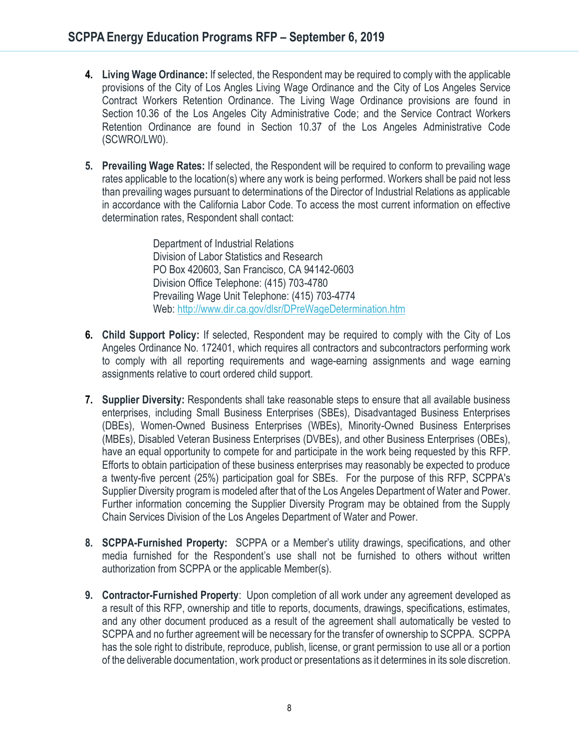4. **Living Wage Ordinance:** If selected, the Respondent may be required to comply with the applicable provisions of the City of Los Angles Living Wage Ordinance and the City of Los Angeles Service Contract Workers Retention Ordinance. The Living Wage Ordinance provisions are found in Section 10.36 of the Los Angeles City Administrative Code; and the Service Contract Workers Retention Ordinance are found in Section 10.37 of the Los Angeles Administrative Code (SCWRO/LW0).

5. **Prevailing Wage Rates:** If selected, the Respondent will be required to conform to prevailing wage rates applicable to the location(s) where any work is being performed. Workers shall be paid not less than prevailing wages pursuant to determinations of the Director of Industrial Relations as applicable in accordance with the California Labor Code. To access the most current information on effective determination rates, Respondent shall contact:

   Department of Industrial Relations
   Division of Labor Statistics and Research
   PO Box 420603, San Francisco, CA 94142-0603
   Division Office Telephone: (415) 703-4780
   Prevailing Wage Unit Telephone: (415) 703-4774
   Web: http://www.dir.ca.gov/dlsr/DPreWageDetermination.htm

6. **Child Support Policy:** If selected, Respondent may be required to comply with the City of Los Angeles Ordinance No. 172401, which requires all contractors and subcontractors performing work to comply with all reporting requirements and wage-earning assignments and wage earning assignments relative to court ordered child support.

7. **Supplier Diversity:** Respondents shall take reasonable steps to ensure that all available business enterprises, including Small Business Enterprises (SBEs), Disadvantaged Business Enterprises (DBEs), Women-Owned Business Enterprises (WBEs), Minority-Owned Business Enterprises (MBEs), Disabled Veteran Business Enterprises (DVBEs), and other Business Enterprises (OBEs), have an equal opportunity to compete for and participate in the work being requested by this RFP. Efforts to obtain participation of these business enterprises may reasonably be expected to produce a twenty-five percent (25%) participation goal for SBEs. For the purpose of this RFP, SCPPA's Supplier Diversity program is modeled after that of the Los Angeles Department of Water and Power. Further information concerning the Supplier Diversity Program may be obtained from the Supply Chain Services Division of the Los Angeles Department of Water and Power.

8. **SCPPA-Furnished Property:** SCPPA or a Member's utility drawings, specifications, and other media furnished for the Respondent's use shall not be furnished to others without written authorization from SCPPA or the applicable Member(s).

9. **Contractor-Furnished Property**: Upon completion of all work under any agreement developed as a result of this RFP, ownership and title to reports, documents, drawings, specifications, estimates, and any other document produced as a result of the agreement shall automatically be vested to SCPPA and no further agreement will be necessary for the transfer of ownership to SCPPA. SCPPA has the sole right to distribute, reproduce, publish, license, or grant permission to use all or a portion of the deliverable documentation, work product or presentations as it determines in its sole discretion.